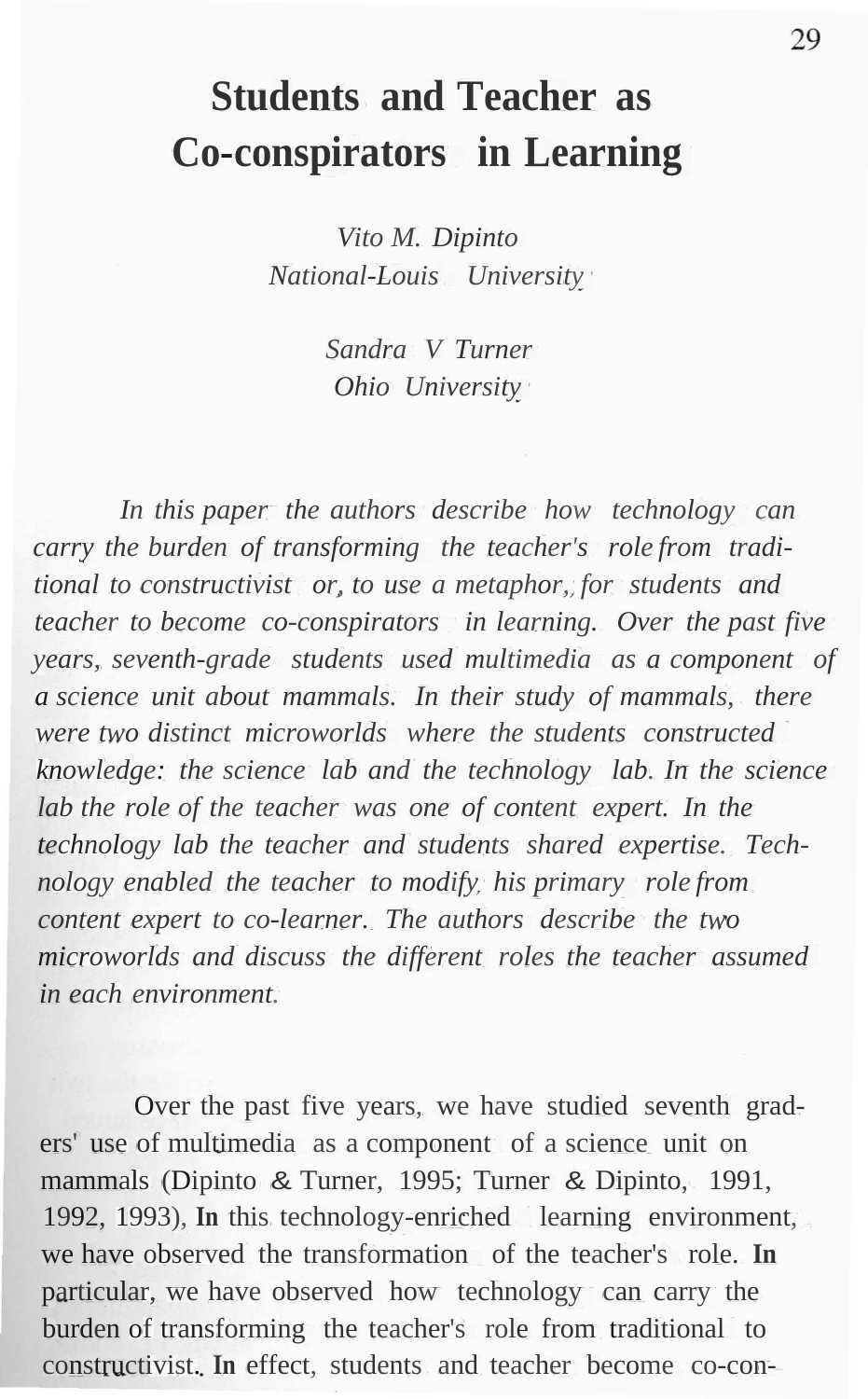# Students and Teacher as Co-conspirators in Learning

*Vito M. Dipinto*
*National-Louis University*

*Sandra V Turner*
*Ohio University*

*In this paper the authors describe how technology can carry the burden of transforming the teacher's role from traditional to constructivist or, to use a metaphor, for students and teacher to become co-conspirators in learning. Over the past five years, seventh-grade students used multimedia as a component of a science unit about mammals. In their study of mammals, there were two distinct microworlds where the students constructed knowledge: the science lab and the technology lab. In the science lab the role of the teacher was one of content expert. In the technology lab the teacher and students shared expertise. Technology enabled the teacher to modify his primary role from content expert to co-learner. The authors describe the two microworlds and discuss the different roles the teacher assumed in each environment.*

Over the past five years, we have studied seventh graders' use of multimedia as a component of a science unit on mammals (Dipinto & Turner, 1995; Turner & Dipinto, 1991, 1992, 1993), In this technology-enriched learning environment, we have observed the transformation of the teacher's role. In particular, we have observed how technology can carry the burden of transforming the teacher's role from traditional to constructivist. In effect, students and teacher become co-con-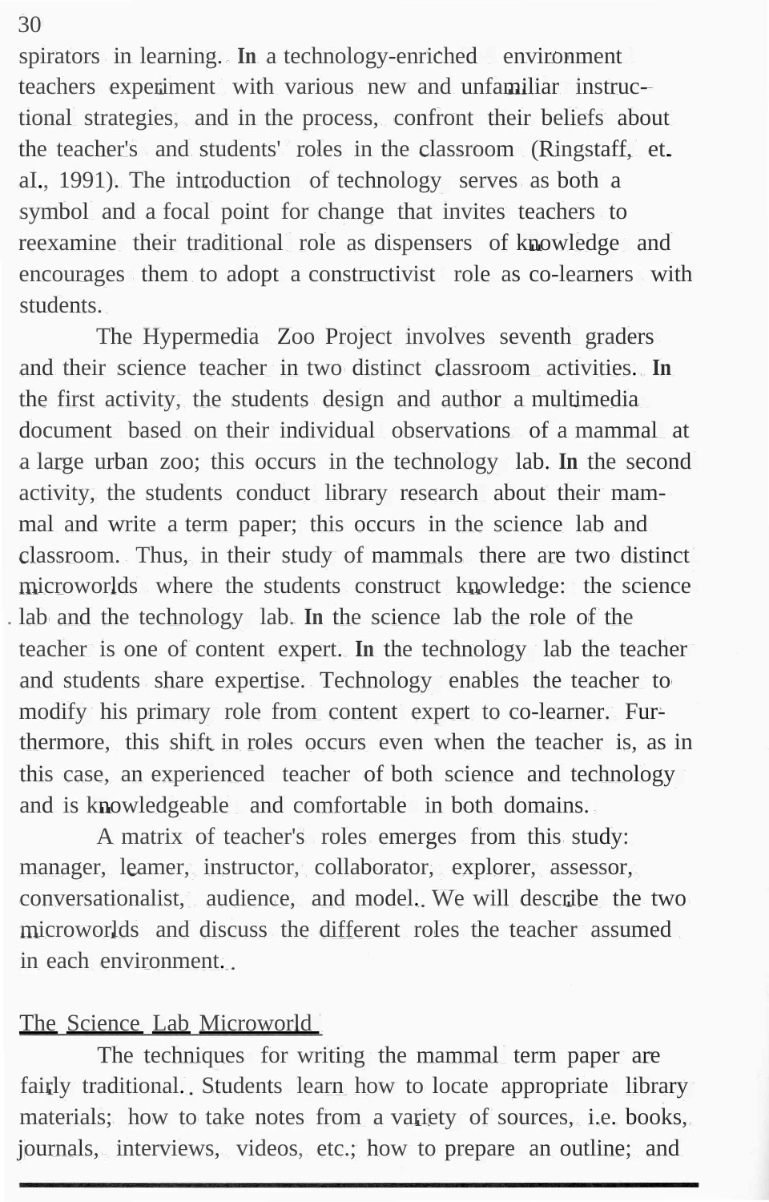spirators in learning. In a technology-enriched environment teachers experiment with various new and unfamiliar instructional strategies, and in the process, confront their beliefs about the teacher's and students' roles in the classroom (Ringstaff, et. al., 1991). The introduction of technology serves as both a symbol and a focal point for change that invites teachers to reexamine their traditional role as dispensers of knowledge and encourages them to adopt a constructivist role as co-learners with students.

The Hypermedia Zoo Project involves seventh graders and their science teacher in two distinct classroom activities. In the first activity, the students design and author a multimedia document based on their individual observations of a mammal at a large urban zoo; this occurs in the technology lab. In the second activity, the students conduct library research about their mammal and write a term paper; this occurs in the science lab and classroom. Thus, in their study of mammals there are two distinct microworlds where the students construct knowledge: the science lab and the technology lab. In the science lab the role of the teacher is one of content expert. In the technology lab the teacher and students share expertise. Technology enables the teacher to modify his primary role from content expert to co-learner. Furthermore, this shift in roles occurs even when the teacher is, as in this case, an experienced teacher of both science and technology and is knowledgeable and comfortable in both domains.

A matrix of teacher's roles emerges from this study: manager, learner, instructor, collaborator, explorer, assessor, conversationalist, audience, and model. We will describe the two microworlds and discuss the different roles the teacher assumed in each environment.

## The Science Lab Microworld

The techniques for writing the mammal term paper are fairly traditional. Students learn how to locate appropriate library materials; how to take notes from a variety of sources, i.e. books, journals, interviews, videos, etc.; how to prepare an outline; and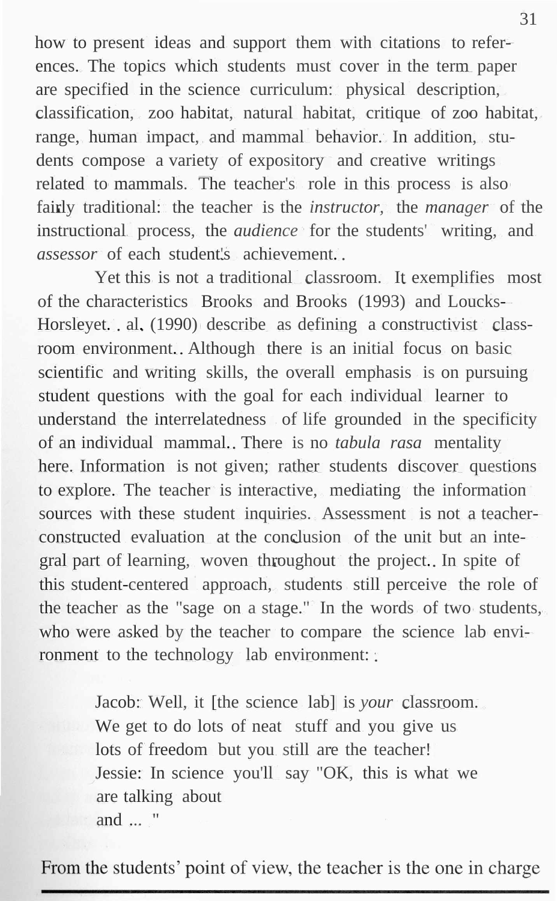how to present ideas and support them with citations to references. The topics which students must cover in the term paper are specified in the science curriculum: physical description, classification, zoo habitat, natural habitat, critique of zoo habitat, range, human impact, and mammal behavior. In addition, students compose a variety of expository and creative writings related to mammals. The teacher's role in this process is also fairly traditional: the teacher is the *instructor,* the *manager* of the instructional process, the *audience* for the students' writing, and *assessor* of each student's achievement.

Yet this is not a traditional classroom. It exemplifies most of the characteristics Brooks and Brooks (1993) and Loucks-Horsley et. al. (1990) describe as defining a constructivist classroom environment. Although there is an initial focus on basic scientific and writing skills, the overall emphasis is on pursuing student questions with the goal for each individual learner to understand the interrelatedness of life grounded in the specificity of an individual mammal. There is no *tabula rasa* mentality here. Information is not given; rather students discover questions to explore. The teacher is interactive, mediating the information sources with these student inquiries. Assessment is not a teacher-constructed evaluation at the conclusion of the unit but an integral part of learning, woven throughout the project. In spite of this student-centered approach, students still perceive the role of the teacher as the "sage on a stage." In the words of two students, who were asked by the teacher to compare the science lab environment to the technology lab environment:

> Jacob: Well, it [the science lab] is *your* classroom. We get to do lots of neat stuff and you give us lots of freedom but you still are the teacher!
> Jessie: In science you'll say "OK, this is what we are talking about
> and ... "

From the students' point of view, the teacher is the one in charge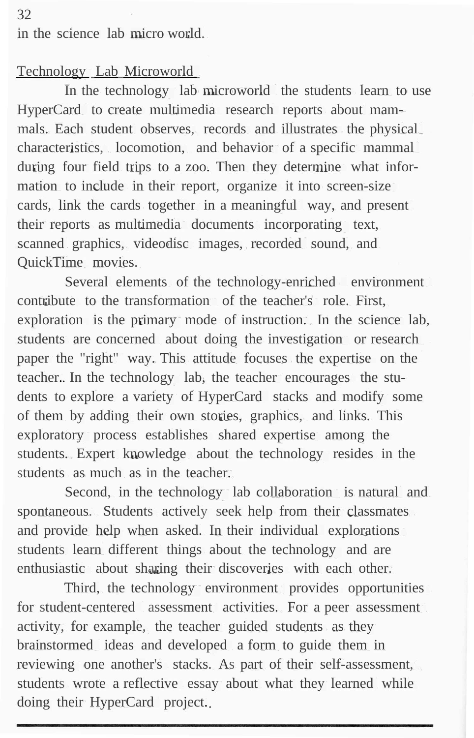in the science lab micro world.

## Technology Lab Microworld

In the technology lab microworld the students learn to use HyperCard to create multimedia research reports about mammals. Each student observes, records and illustrates the physical characteristics, locomotion, and behavior of a specific mammal during four field trips to a zoo. Then they determine what information to include in their report, organize it into screen-size cards, link the cards together in a meaningful way, and present their reports as multimedia documents incorporating text, scanned graphics, videodisc images, recorded sound, and QuickTime movies.

Several elements of the technology-enriched environment contribute to the transformation of the teacher's role. First, exploration is the primary mode of instruction. In the science lab, students are concerned about doing the investigation or research paper the "right" way. This attitude focuses the expertise on the teacher. In the technology lab, the teacher encourages the students to explore a variety of HyperCard stacks and modify some of them by adding their own stories, graphics, and links. This exploratory process establishes shared expertise among the students. Expert knowledge about the technology resides in the students as much as in the teacher.

Second, in the technology lab collaboration is natural and spontaneous. Students actively seek help from their classmates and provide help when asked. In their individual explorations students learn different things about the technology and are enthusiastic about sharing their discoveries with each other.

Third, the technology environment provides opportunities for student-centered assessment activities. For a peer assessment activity, for example, the teacher guided students as they brainstormed ideas and developed a form to guide them in reviewing one another's stacks. As part of their self-assessment, students wrote a reflective essay about what they learned while doing their HyperCard project.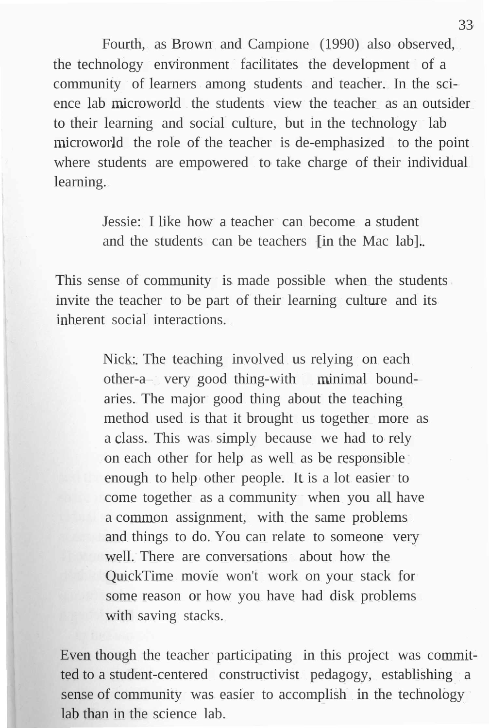Fourth, as Brown and Campione (1990) also observed, the technology environment facilitates the development of a community of learners among students and teacher. In the science lab microworld the students view the teacher as an outsider to their learning and social culture, but in the technology lab microworld the role of the teacher is de-emphasized to the point where students are empowered to take charge of their individual learning.

> Jessie: I like how a teacher can become a student and the students can be teachers [in the Mac lab].

This sense of community is made possible when the students invite the teacher to be part of their learning culture and its inherent social interactions.

> Nick: The teaching involved us relying on each other-a very good thing-with minimal boundaries. The major good thing about the teaching method used is that it brought us together more as a class. This was simply because we had to rely on each other for help as well as be responsible enough to help other people. It is a lot easier to come together as a community when you all have a common assignment, with the same problems and things to do. You can relate to someone very well. There are conversations about how the QuickTime movie won't work on your stack for some reason or how you have had disk problems with saving stacks.

Even though the teacher participating in this project was committed to a student-centered constructivist pedagogy, establishing a sense of community was easier to accomplish in the technology lab than in the science lab.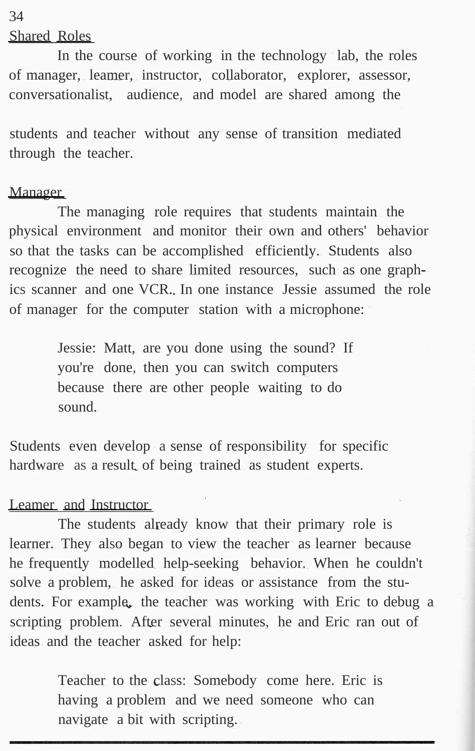## Shared Roles

In the course of working in the technology lab, the roles of manager, learner, instructor, collaborator, explorer, assessor, conversationalist, audience, and model are shared among the students and teacher without any sense of transition mediated through the teacher.

### Manager

The managing role requires that students maintain the physical environment and monitor their own and others' behavior so that the tasks can be accomplished efficiently. Students also recognize the need to share limited resources, such as one graphics scanner and one VCR. In one instance Jessie assumed the role of manager for the computer station with a microphone:

> Jessie: Matt, are you done using the sound? If you're done, then you can switch computers because there are other people waiting to do sound.

Students even develop a sense of responsibility for specific hardware as a result of being trained as student experts.

### Learner and Instructor

The students already know that their primary role is learner. They also began to view the teacher as learner because he frequently modelled help-seeking behavior. When he couldn't solve a problem, he asked for ideas or assistance from the students. For example, the teacher was working with Eric to debug a scripting problem. After several minutes, he and Eric ran out of ideas and the teacher asked for help:

> Teacher to the class: Somebody come here. Eric is having a problem and we need someone who can navigate a bit with scripting.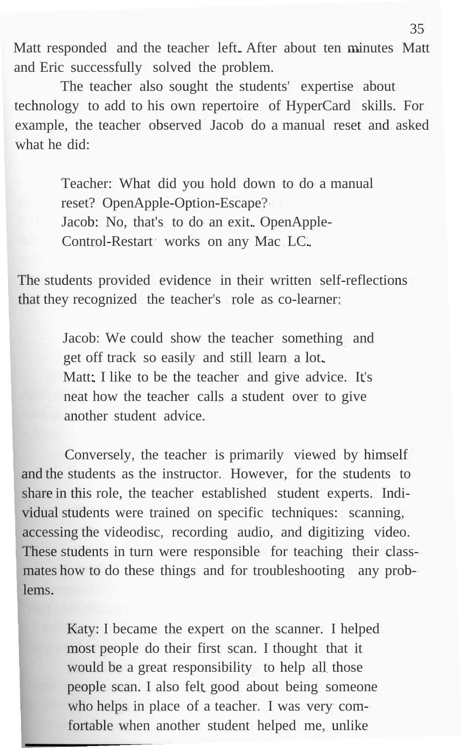Matt responded and the teacher left. After about ten minutes Matt and Eric successfully solved the problem.

The teacher also sought the students' expertise about technology to add to his own repertoire of HyperCard skills. For example, the teacher observed Jacob do a manual reset and asked what he did:

> Teacher: What did you hold down to do a manual reset? OpenApple-Option-Escape?
> Jacob: No, that's to do an exit. OpenApple-Control-Restart works on any Mac LC.

The students provided evidence in their written self-reflections that they recognized the teacher's role as co-learner:

> Jacob: We could show the teacher something and get off track so easily and still learn a lot.
> Matt: I like to be the teacher and give advice. It's neat how the teacher calls a student over to give another student advice.

Conversely, the teacher is primarily viewed by himself and the students as the instructor. However, for the students to share in this role, the teacher established student experts. Individual students were trained on specific techniques: scanning, accessing the videodisc, recording audio, and digitizing video. These students in turn were responsible for teaching their classmates how to do these things and for troubleshooting any problems.

> Katy: I became the expert on the scanner. I helped most people do their first scan. I thought that it would be a great responsibility to help all those people scan. I also felt good about being someone who helps in place of a teacher. I was very comfortable when another student helped me, unlike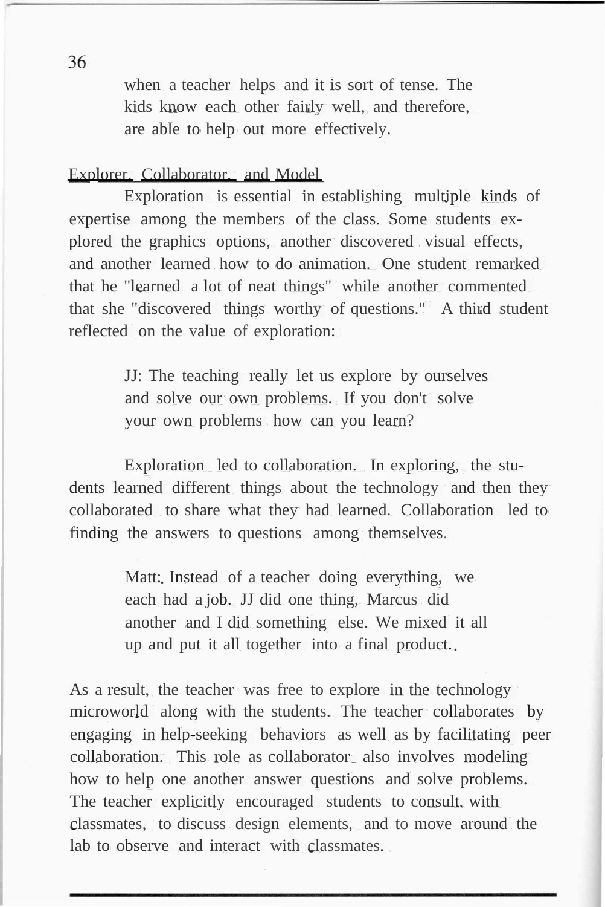> when a teacher helps and it is sort of tense. The kids know each other fairly well, and therefore, are able to help out more effectively.

Explorer, Collaborator, and Model

Exploration is essential in establishing multiple kinds of expertise among the members of the class. Some students explored the graphics options, another discovered visual effects, and another learned how to do animation. One student remarked that he "learned a lot of neat things" while another commented that she "discovered things worthy of questions." A third student reflected on the value of exploration:

> JJ: The teaching really let us explore by ourselves and solve our own problems. If you don't solve your own problems how can you learn?

Exploration led to collaboration. In exploring, the students learned different things about the technology and then they collaborated to share what they had learned. Collaboration led to finding the answers to questions among themselves.

> Matt: Instead of a teacher doing everything, we each had a job. JJ did one thing, Marcus did another and I did something else. We mixed it all up and put it all together into a final product.

As a result, the teacher was free to explore in the technology microworld along with the students. The teacher collaborates by engaging in help-seeking behaviors as well as by facilitating peer collaboration. This role as collaborator also involves modeling how to help one another answer questions and solve problems. The teacher explicitly encouraged students to consult with classmates, to discuss design elements, and to move around the lab to observe and interact with classmates.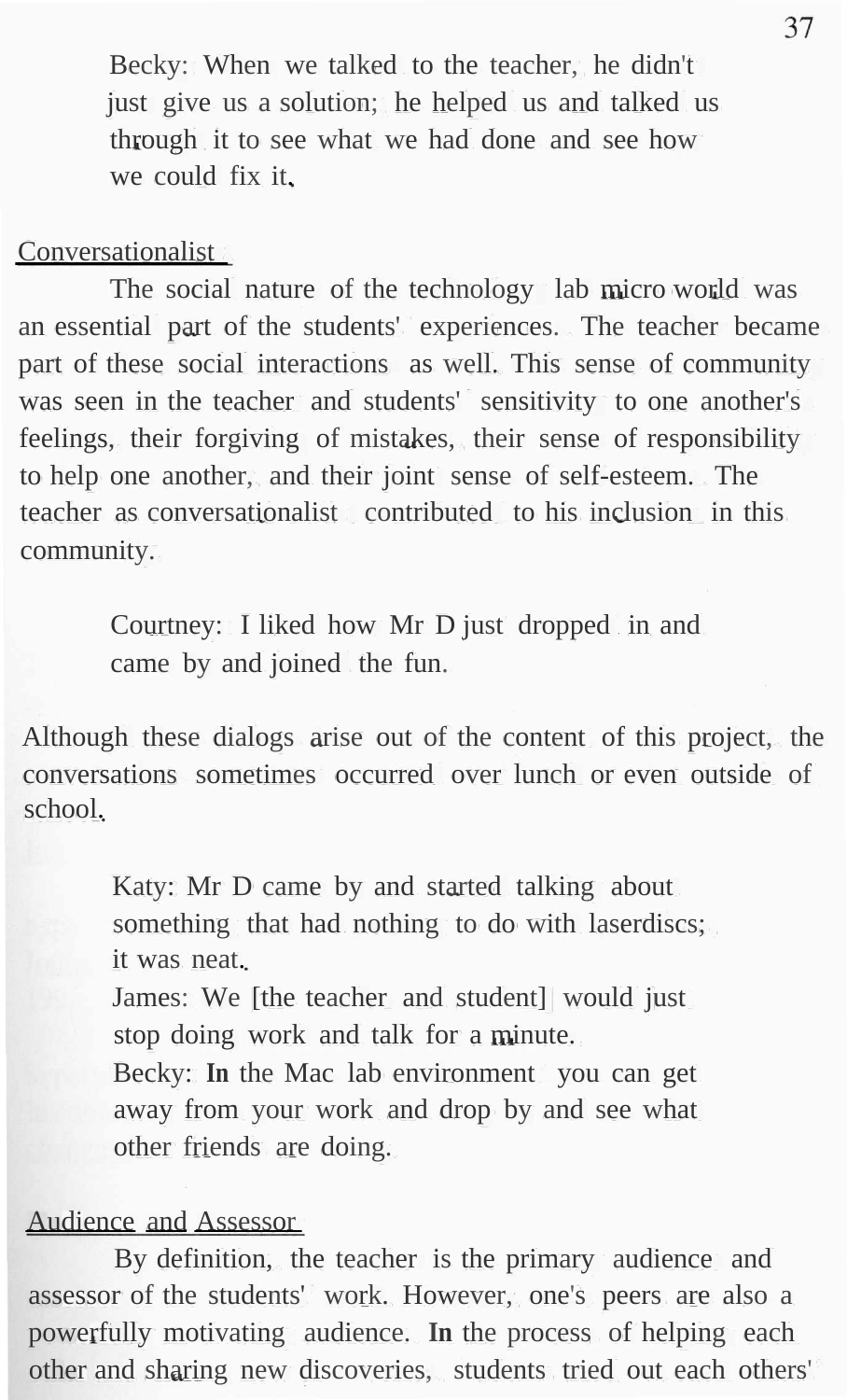> Becky: When we talked to the teacher, he didn't just give us a solution; he helped us and talked us through it to see what we had done and see how we could fix it.

Conversationalist

The social nature of the technology lab micro world was an essential part of the students' experiences. The teacher became part of these social interactions as well. This sense of community was seen in the teacher and students' sensitivity to one another's feelings, their forgiving of mistakes, their sense of responsibility to help one another, and their joint sense of self-esteem. The teacher as conversationalist contributed to his inclusion in this community.

> Courtney: I liked how Mr D just dropped in and came by and joined the fun.

Although these dialogs arise out of the content of this project, the conversations sometimes occurred over lunch or even outside of school.

> Katy: Mr D came by and started talking about something that had nothing to do with laserdiscs; it was neat.
> James: We [the teacher and student] would just stop doing work and talk for a minute.
> Becky: In the Mac lab environment you can get away from your work and drop by and see what other friends are doing.

Audience and Assessor

By definition, the teacher is the primary audience and assessor of the students' work. However, one's peers are also a powerfully motivating audience. In the process of helping each other and sharing new discoveries, students tried out each others'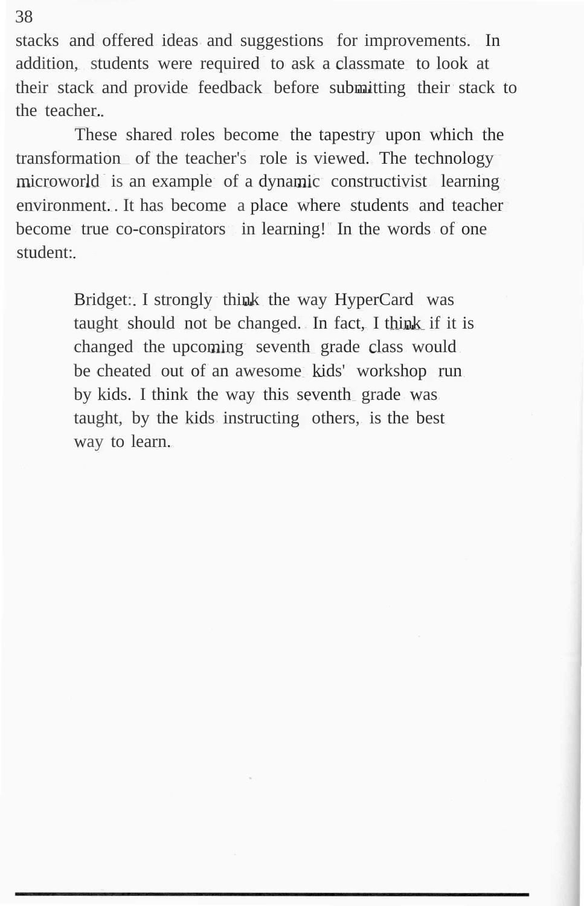stacks and offered ideas and suggestions for improvements. In addition, students were required to ask a classmate to look at their stack and provide feedback before submitting their stack to the teacher.

These shared roles become the tapestry upon which the transformation of the teacher's role is viewed. The technology microworld is an example of a dynamic constructivist learning environment. It has become a place where students and teacher become true co-conspirators in learning! In the words of one student:

> Bridget: I strongly think the way HyperCard was taught should not be changed. In fact, I think if it is changed the upcoming seventh grade class would be cheated out of an awesome kids' workshop run by kids. I think the way this seventh grade was taught, by the kids instructing others, is the best way to learn.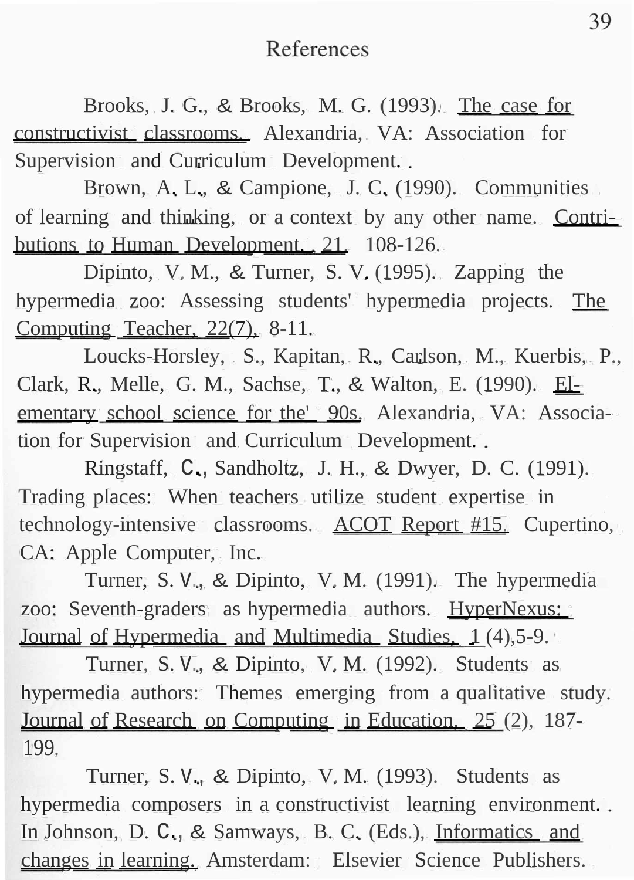## References

Brooks, J. G., & Brooks, M. G. (1993). The case for constructivist classrooms. Alexandria, VA: Association for Supervision and Curriculum Development.

Brown, A. L., & Campione, J. C. (1990). Communities of learning and thinking, or a context by any other name. Contributions to Human Development, 21, 108-126.

Dipinto, V. M., & Turner, S. V. (1995). Zapping the hypermedia zoo: Assessing students' hypermedia projects. The Computing Teacher, 22(7), 8-11.

Loucks-Horsley, S., Kapitan, R., Carlson, M., Kuerbis, P., Clark, R., Melle, G. M., Sachse, T., & Walton, E. (1990). Elementary school science for the' 90s. Alexandria, VA: Association for Supervision and Curriculum Development.

Ringstaff, C., Sandholtz, J. H., & Dwyer, D. C. (1991). Trading places: When teachers utilize student expertise in technology-intensive classrooms. ACOT Report #15. Cupertino, CA: Apple Computer, Inc.

Turner, S. V., & Dipinto, V. M. (1991). The hypermedia zoo: Seventh-graders as hypermedia authors. HyperNexus: Journal of Hypermedia and Multimedia Studies, 1 (4), 5-9.

Turner, S. V., & Dipinto, V. M. (1992). Students as hypermedia authors: Themes emerging from a qualitative study. Journal of Research on Computing in Education, 25 (2), 187-199.

Turner, S. V., & Dipinto, V. M. (1993). Students as hypermedia composers in a constructivist learning environment. In Johnson, D. C., & Samways, B. C. (Eds.), Informatics and changes in learning. Amsterdam: Elsevier Science Publishers.